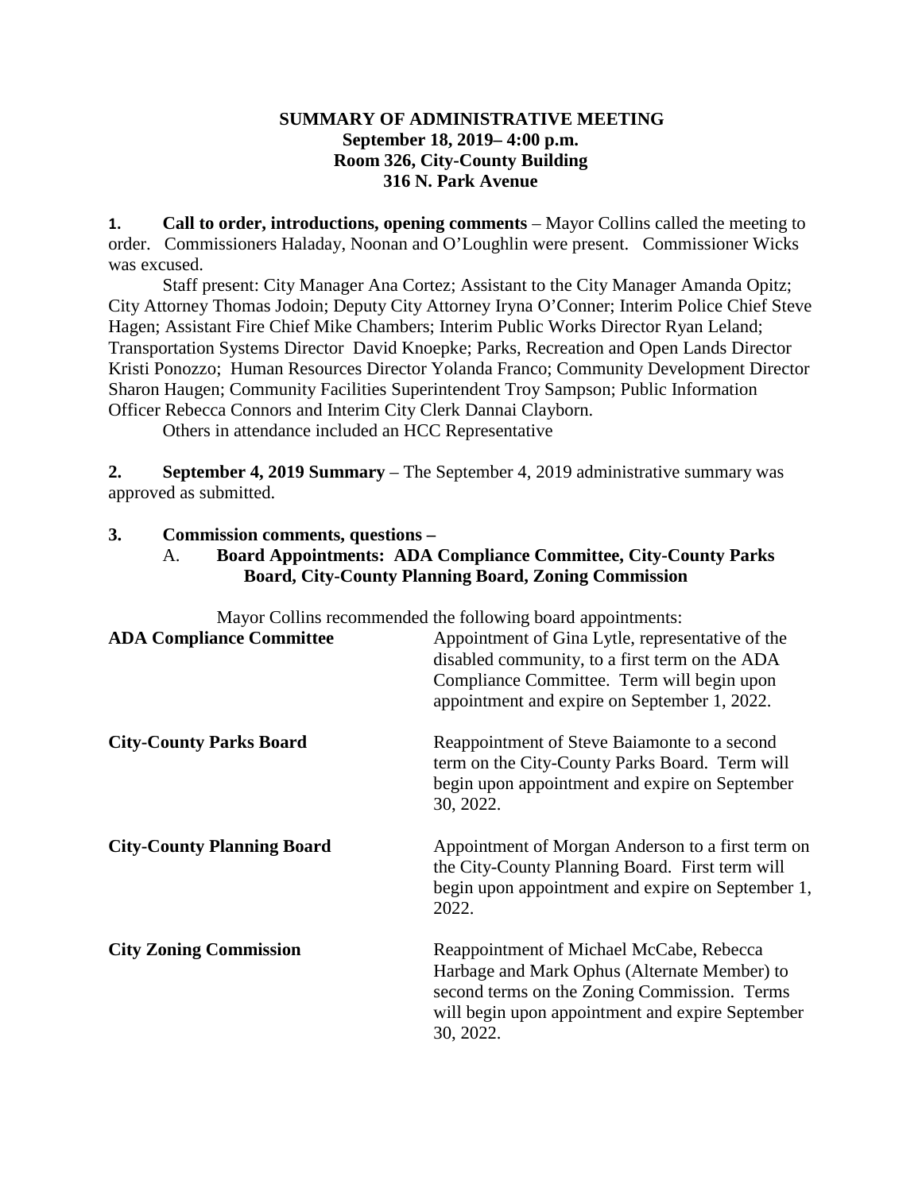# SUMMARY OF ADMINISTRATIVE MEETING
## September 18, 2019– 4:00 p.m.
## Room 326, City-County Building
## 316 N. Park Avenue

**1. Call to order, introductions, opening comments** – Mayor Collins called the meeting to order. Commissioners Haladay, Noonan and O'Loughlin were present. Commissioner Wicks was excused.

Staff present: City Manager Ana Cortez; Assistant to the City Manager Amanda Opitz; City Attorney Thomas Jodoin; Deputy City Attorney Iryna O'Conner; Interim Police Chief Steve Hagen; Assistant Fire Chief Mike Chambers; Interim Public Works Director Ryan Leland; Transportation Systems Director David Knoepke; Parks, Recreation and Open Lands Director Kristi Ponozzo; Human Resources Director Yolanda Franco; Community Development Director Sharon Haugen; Community Facilities Superintendent Troy Sampson; Public Information Officer Rebecca Connors and Interim City Clerk Dannai Clayborn.

Others in attendance included an HCC Representative

**2. September 4, 2019 Summary** – The September 4, 2019 administrative summary was approved as submitted.

**3. Commission comments, questions –**

A. **Board Appointments: ADA Compliance Committee, City-County Parks Board, City-County Planning Board, Zoning Commission**

Mayor Collins recommended the following board appointments:

**ADA Compliance Committee** – Appointment of Gina Lytle, representative of the disabled community, to a first term on the ADA Compliance Committee. Term will begin upon appointment and expire on September 1, 2022.

**City-County Parks Board** – Reappointment of Steve Baiamonte to a second term on the City-County Parks Board. Term will begin upon appointment and expire on September 30, 2022.

**City-County Planning Board** – Appointment of Morgan Anderson to a first term on the City-County Planning Board. First term will begin upon appointment and expire on September 1, 2022.

**City Zoning Commission** – Reappointment of Michael McCabe, Rebecca Harbage and Mark Ophus (Alternate Member) to second terms on the Zoning Commission. Terms will begin upon appointment and expire September 30, 2022.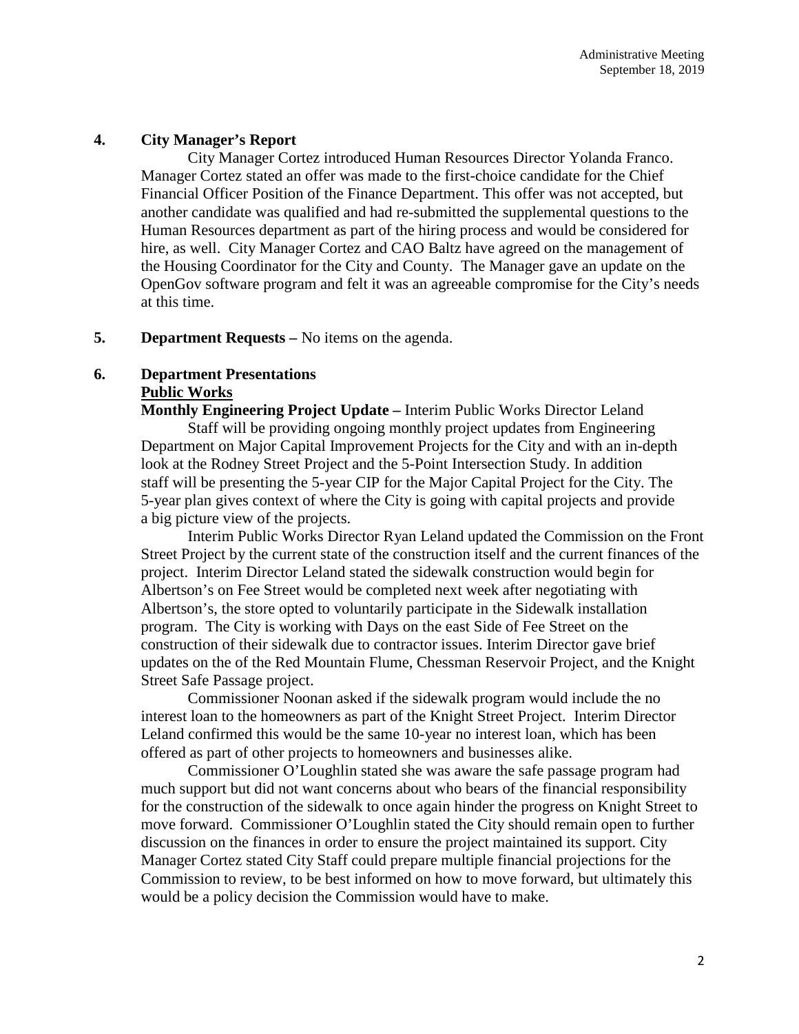## 4. City Manager's Report

City Manager Cortez introduced Human Resources Director Yolanda Franco. Manager Cortez stated an offer was made to the first-choice candidate for the Chief Financial Officer Position of the Finance Department. This offer was not accepted, but another candidate was qualified and had re-submitted the supplemental questions to the Human Resources department as part of the hiring process and would be considered for hire, as well. City Manager Cortez and CAO Baltz have agreed on the management of the Housing Coordinator for the City and County. The Manager gave an update on the OpenGov software program and felt it was an agreeable compromise for the City's needs at this time.

## 5. Department Requests – No items on the agenda.

## 6. Department Presentations

**Public Works**

**Monthly Engineering Project Update –** Interim Public Works Director Leland

Staff will be providing ongoing monthly project updates from Engineering Department on Major Capital Improvement Projects for the City and with an in-depth look at the Rodney Street Project and the 5-Point Intersection Study. In addition staff will be presenting the 5-year CIP for the Major Capital Project for the City. The 5-year plan gives context of where the City is going with capital projects and provide a big picture view of the projects.

Interim Public Works Director Ryan Leland updated the Commission on the Front Street Project by the current state of the construction itself and the current finances of the project. Interim Director Leland stated the sidewalk construction would begin for Albertson's on Fee Street would be completed next week after negotiating with Albertson's, the store opted to voluntarily participate in the Sidewalk installation program. The City is working with Days on the east Side of Fee Street on the construction of their sidewalk due to contractor issues. Interim Director gave brief updates on the of the Red Mountain Flume, Chessman Reservoir Project, and the Knight Street Safe Passage project.

Commissioner Noonan asked if the sidewalk program would include the no interest loan to the homeowners as part of the Knight Street Project. Interim Director Leland confirmed this would be the same 10-year no interest loan, which has been offered as part of other projects to homeowners and businesses alike.

Commissioner O'Loughlin stated she was aware the safe passage program had much support but did not want concerns about who bears of the financial responsibility for the construction of the sidewalk to once again hinder the progress on Knight Street to move forward. Commissioner O'Loughlin stated the City should remain open to further discussion on the finances in order to ensure the project maintained its support. City Manager Cortez stated City Staff could prepare multiple financial projections for the Commission to review, to be best informed on how to move forward, but ultimately this would be a policy decision the Commission would have to make.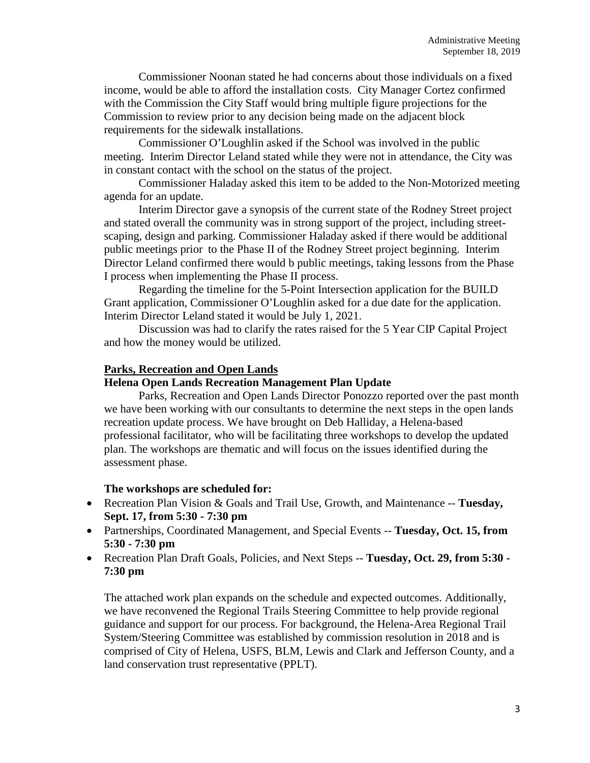Commissioner Noonan stated he had concerns about those individuals on a fixed income, would be able to afford the installation costs. City Manager Cortez confirmed with the Commission the City Staff would bring multiple figure projections for the Commission to review prior to any decision being made on the adjacent block requirements for the sidewalk installations.

Commissioner O'Loughlin asked if the School was involved in the public meeting. Interim Director Leland stated while they were not in attendance, the City was in constant contact with the school on the status of the project.

Commissioner Haladay asked this item to be added to the Non-Motorized meeting agenda for an update.

Interim Director gave a synopsis of the current state of the Rodney Street project and stated overall the community was in strong support of the project, including street-scaping, design and parking. Commissioner Haladay asked if there would be additional public meetings prior to the Phase II of the Rodney Street project beginning. Interim Director Leland confirmed there would b public meetings, taking lessons from the Phase I process when implementing the Phase II process.

Regarding the timeline for the 5-Point Intersection application for the BUILD Grant application, Commissioner O'Loughlin asked for a due date for the application. Interim Director Leland stated it would be July 1, 2021.

Discussion was had to clarify the rates raised for the 5 Year CIP Capital Project and how the money would be utilized.

**Parks, Recreation and Open Lands**

**Helena Open Lands Recreation Management Plan Update**

Parks, Recreation and Open Lands Director Ponozzo reported over the past month we have been working with our consultants to determine the next steps in the open lands recreation update process. We have brought on Deb Halliday, a Helena-based professional facilitator, who will be facilitating three workshops to develop the updated plan. The workshops are thematic and will focus on the issues identified during the assessment phase.

**The workshops are scheduled for:**

- Recreation Plan Vision & Goals and Trail Use, Growth, and Maintenance -- **Tuesday, Sept. 17, from 5:30 - 7:30 pm**
- Partnerships, Coordinated Management, and Special Events -- **Tuesday, Oct. 15, from 5:30 - 7:30 pm**
- Recreation Plan Draft Goals, Policies, and Next Steps -- **Tuesday, Oct. 29, from 5:30 - 7:30 pm**

The attached work plan expands on the schedule and expected outcomes. Additionally, we have reconvened the Regional Trails Steering Committee to help provide regional guidance and support for our process. For background, the Helena-Area Regional Trail System/Steering Committee was established by commission resolution in 2018 and is comprised of City of Helena, USFS, BLM, Lewis and Clark and Jefferson County, and a land conservation trust representative (PPLT).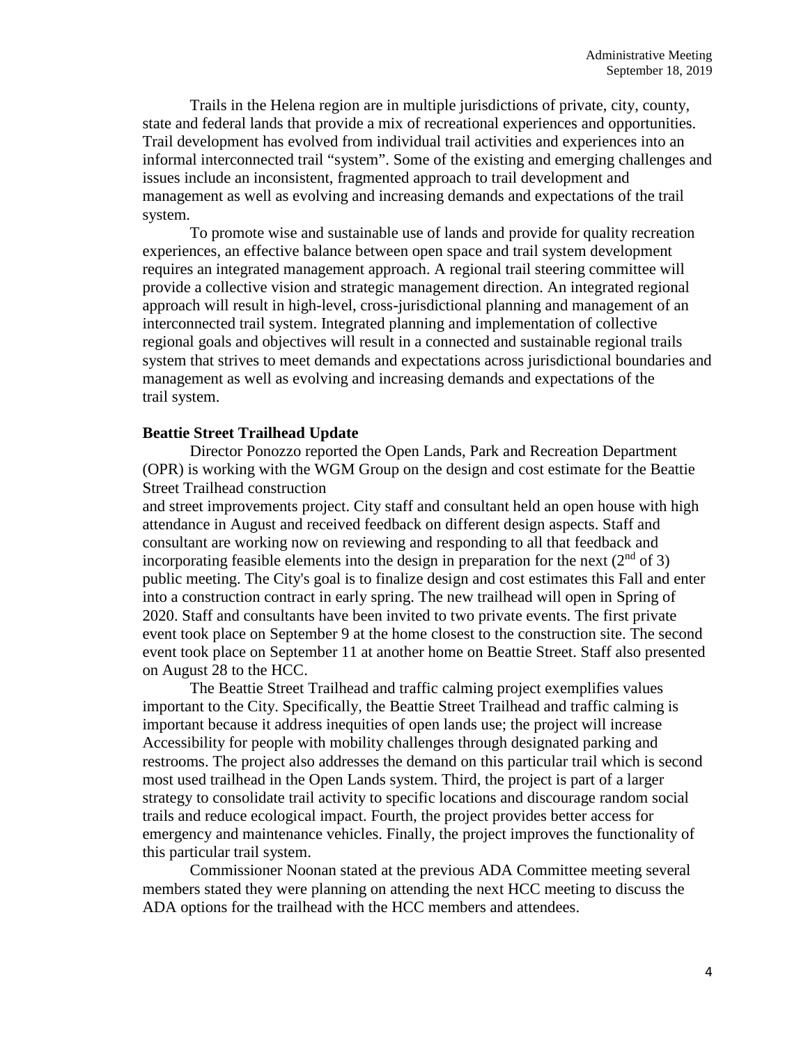Trails in the Helena region are in multiple jurisdictions of private, city, county, state and federal lands that provide a mix of recreational experiences and opportunities. Trail development has evolved from individual trail activities and experiences into an informal interconnected trail "system". Some of the existing and emerging challenges and issues include an inconsistent, fragmented approach to trail development and management as well as evolving and increasing demands and expectations of the trail system.

To promote wise and sustainable use of lands and provide for quality recreation experiences, an effective balance between open space and trail system development requires an integrated management approach. A regional trail steering committee will provide a collective vision and strategic management direction. An integrated regional approach will result in high-level, cross-jurisdictional planning and management of an interconnected trail system. Integrated planning and implementation of collective regional goals and objectives will result in a connected and sustainable regional trails system that strives to meet demands and expectations across jurisdictional boundaries and management as well as evolving and increasing demands and expectations of the trail system.

**Beattie Street Trailhead Update**

Director Ponozzo reported the Open Lands, Park and Recreation Department (OPR) is working with the WGM Group on the design and cost estimate for the Beattie Street Trailhead construction and street improvements project. City staff and consultant held an open house with high attendance in August and received feedback on different design aspects. Staff and consultant are working now on reviewing and responding to all that feedback and incorporating feasible elements into the design in preparation for the next (2nd of 3) public meeting. The City's goal is to finalize design and cost estimates this Fall and enter into a construction contract in early spring. The new trailhead will open in Spring of 2020. Staff and consultants have been invited to two private events. The first private event took place on September 9 at the home closest to the construction site. The second event took place on September 11 at another home on Beattie Street. Staff also presented on August 28 to the HCC.

The Beattie Street Trailhead and traffic calming project exemplifies values important to the City. Specifically, the Beattie Street Trailhead and traffic calming is important because it address inequities of open lands use; the project will increase Accessibility for people with mobility challenges through designated parking and restrooms. The project also addresses the demand on this particular trail which is second most used trailhead in the Open Lands system. Third, the project is part of a larger strategy to consolidate trail activity to specific locations and discourage random social trails and reduce ecological impact. Fourth, the project provides better access for emergency and maintenance vehicles. Finally, the project improves the functionality of this particular trail system.

Commissioner Noonan stated at the previous ADA Committee meeting several members stated they were planning on attending the next HCC meeting to discuss the ADA options for the trailhead with the HCC members and attendees.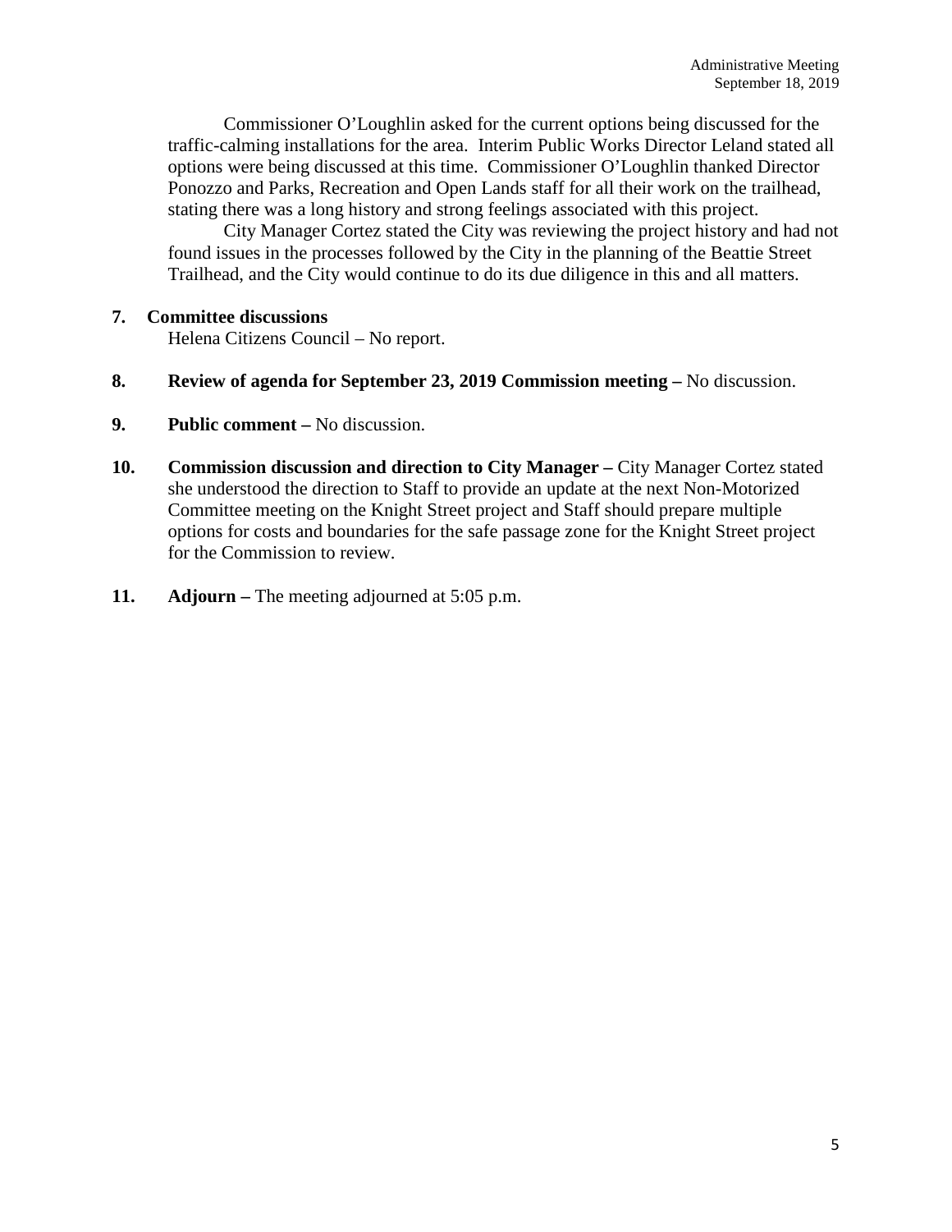Commissioner O'Loughlin asked for the current options being discussed for the traffic-calming installations for the area. Interim Public Works Director Leland stated all options were being discussed at this time. Commissioner O'Loughlin thanked Director Ponozzo and Parks, Recreation and Open Lands staff for all their work on the trailhead, stating there was a long history and strong feelings associated with this project.

City Manager Cortez stated the City was reviewing the project history and had not found issues in the processes followed by the City in the planning of the Beattie Street Trailhead, and the City would continue to do its due diligence in this and all matters.

**7. Committee discussions**

Helena Citizens Council – No report.

**8. Review of agenda for September 23, 2019 Commission meeting –** No discussion.

**9. Public comment –** No discussion.

**10. Commission discussion and direction to City Manager –** City Manager Cortez stated she understood the direction to Staff to provide an update at the next Non-Motorized Committee meeting on the Knight Street project and Staff should prepare multiple options for costs and boundaries for the safe passage zone for the Knight Street project for the Commission to review.

**11. Adjourn –** The meeting adjourned at 5:05 p.m.